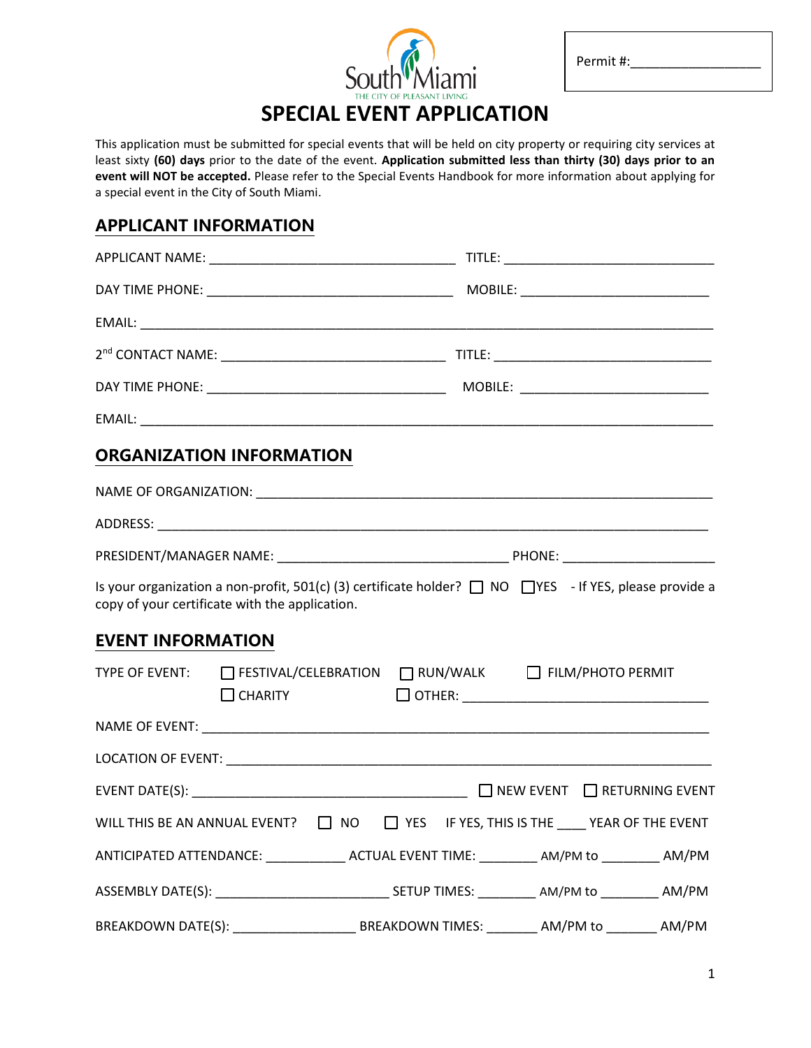South Miami
THE CITY OF PLEASANT LIVING

Permit #:_________________

# SPECIAL EVENT APPLICATION

This application must be submitted for special events that will be held on city property or requiring city services at least sixty **(60) days** prior to the date of the event. **Application submitted less than thirty (30) days prior to an event will NOT be accepted.** Please refer to the Special Events Handbook for more information about applying for a special event in the City of South Miami.

## APPLICANT INFORMATION

APPLICANT NAME: _________________________________ TITLE: ____________________________

DAY TIME PHONE: _________________________________ MOBILE: __________________________

EMAIL: ______________________________________________________________________________

2nd CONTACT NAME: ______________________________ TITLE: _____________________________

DAY TIME PHONE: ________________________________ MOBILE: __________________________

EMAIL: ______________________________________________________________________________

## ORGANIZATION INFORMATION

NAME OF ORGANIZATION: ___________________________________________________________

ADDRESS: ______________________________________________________________________

PRESIDENT/MANAGER NAME: _______________________________ PHONE: ____________________

Is your organization a non-profit, 501(c) (3) certificate holder? ☐ NO ☐ YES - If YES, please provide a copy of your certificate with the application.

## EVENT INFORMATION

TYPE OF EVENT: ☐ FESTIVAL/CELEBRATION ☐ RUN/WALK ☐ FILM/PHOTO PERMIT ☐ CHARITY ☐ OTHER: ________________________________

NAME OF EVENT: _________________________________________________________________

LOCATION OF EVENT: ______________________________________________________________

EVENT DATE(S): _____________________________________ ☐ NEW EVENT ☐ RETURNING EVENT

WILL THIS BE AN ANNUAL EVENT? ☐ NO ☐ YES IF YES, THIS IS THE ____ YEAR OF THE EVENT

ANTICIPATED ATTENDANCE: __________ ACTUAL EVENT TIME: ________ AM/PM to ________ AM/PM

ASSEMBLY DATE(S): ______________________ SETUP TIMES: ________ AM/PM to ________ AM/PM

BREAKDOWN DATE(S): ________________ BREAKDOWN TIMES: _______ AM/PM to _______ AM/PM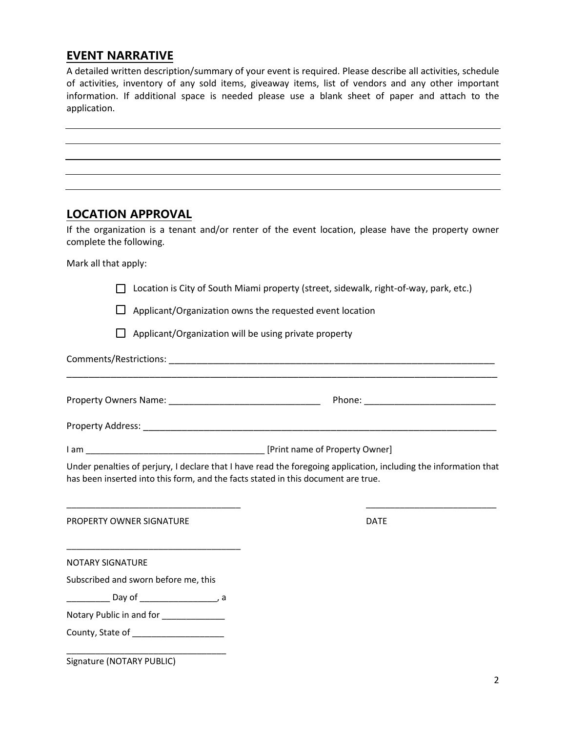## EVENT NARRATIVE

A detailed written description/summary of your event is required. Please describe all activities, schedule of activities, inventory of any sold items, giveaway items, list of vendors and any other important information. If additional space is needed please use a blank sheet of paper and attach to the application.

______________________________________________________________________________

______________________________________________________________________________

______________________________________________________________________________

______________________________________________________________________________

______________________________________________________________________________

## LOCATION APPROVAL

If the organization is a tenant and/or renter of the event location, please have the property owner complete the following.

Mark all that apply:

- ☐ Location is City of South Miami property (street, sidewalk, right-of-way, park, etc.)
- ☐ Applicant/Organization owns the requested event location
- ☐ Applicant/Organization will be using private property

Comments/Restrictions: ____________________________________________________________________

______________________________________________________________________________

Property Owners Name: ______________________________ Phone: __________________________

Property Address: _________________________________________________________________________

I am ____________________________________ [Print name of Property Owner]

Under penalties of perjury, I declare that I have read the foregoing application, including the information that has been inserted into this form, and the facts stated in this document are true.

____________________________________ ___________________________

PROPERTY OWNER SIGNATURE DATE

____________________________________

NOTARY SIGNATURE

Subscribed and sworn before me, this

_________ Day of ________________, a

Notary Public in and for _____________

County, State of ___________________

_________________________________

Signature (NOTARY PUBLIC)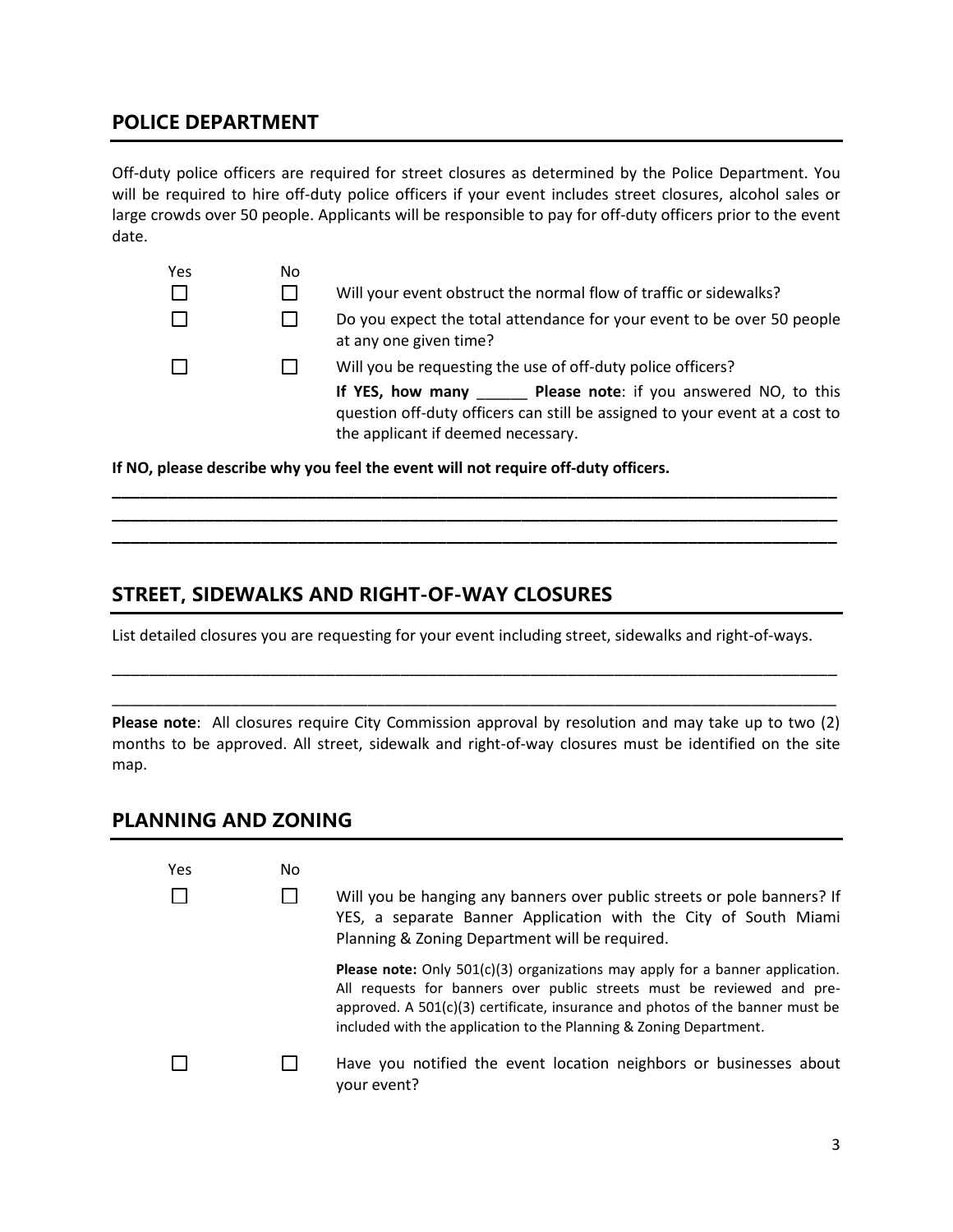## POLICE DEPARTMENT

Off-duty police officers are required for street closures as determined by the Police Department. You will be required to hire off-duty police officers if your event includes street closures, alcohol sales or large crowds over 50 people. Applicants will be responsible to pay for off-duty officers prior to the event date.

| Yes | No | |
|---|---|---|
| ☐ | ☐ | Will your event obstruct the normal flow of traffic or sidewalks? |
| ☐ | ☐ | Do you expect the total attendance for your event to be over 50 people at any one given time? |
| ☐ | ☐ | Will you be requesting the use of off-duty police officers?<br>**If YES, how many** ______ **Please note**: if you answered NO, to this question off-duty officers can still be assigned to your event at a cost to the applicant if deemed necessary. |

**If NO, please describe why you feel the event will not require off-duty officers.**

______________________________________________________________________________________

______________________________________________________________________________________

______________________________________________________________________________________

## STREET, SIDEWALKS AND RIGHT-OF-WAY CLOSURES

List detailed closures you are requesting for your event including street, sidewalks and right-of-ways.

______________________________________________________________________________________

______________________________________________________________________________________

**Please note**: All closures require City Commission approval by resolution and may take up to two (2) months to be approved. All street, sidewalk and right-of-way closures must be identified on the site map.

## PLANNING AND ZONING

| Yes | No | |
|---|---|---|
| ☐ | ☐ | Will you be hanging any banners over public streets or pole banners? If YES, a separate Banner Application with the City of South Miami Planning & Zoning Department will be required.<br>**Please note:** Only 501(c)(3) organizations may apply for a banner application. All requests for banners over public streets must be reviewed and pre-approved. A 501(c)(3) certificate, insurance and photos of the banner must be included with the application to the Planning & Zoning Department. |
| ☐ | ☐ | Have you notified the event location neighbors or businesses about your event? |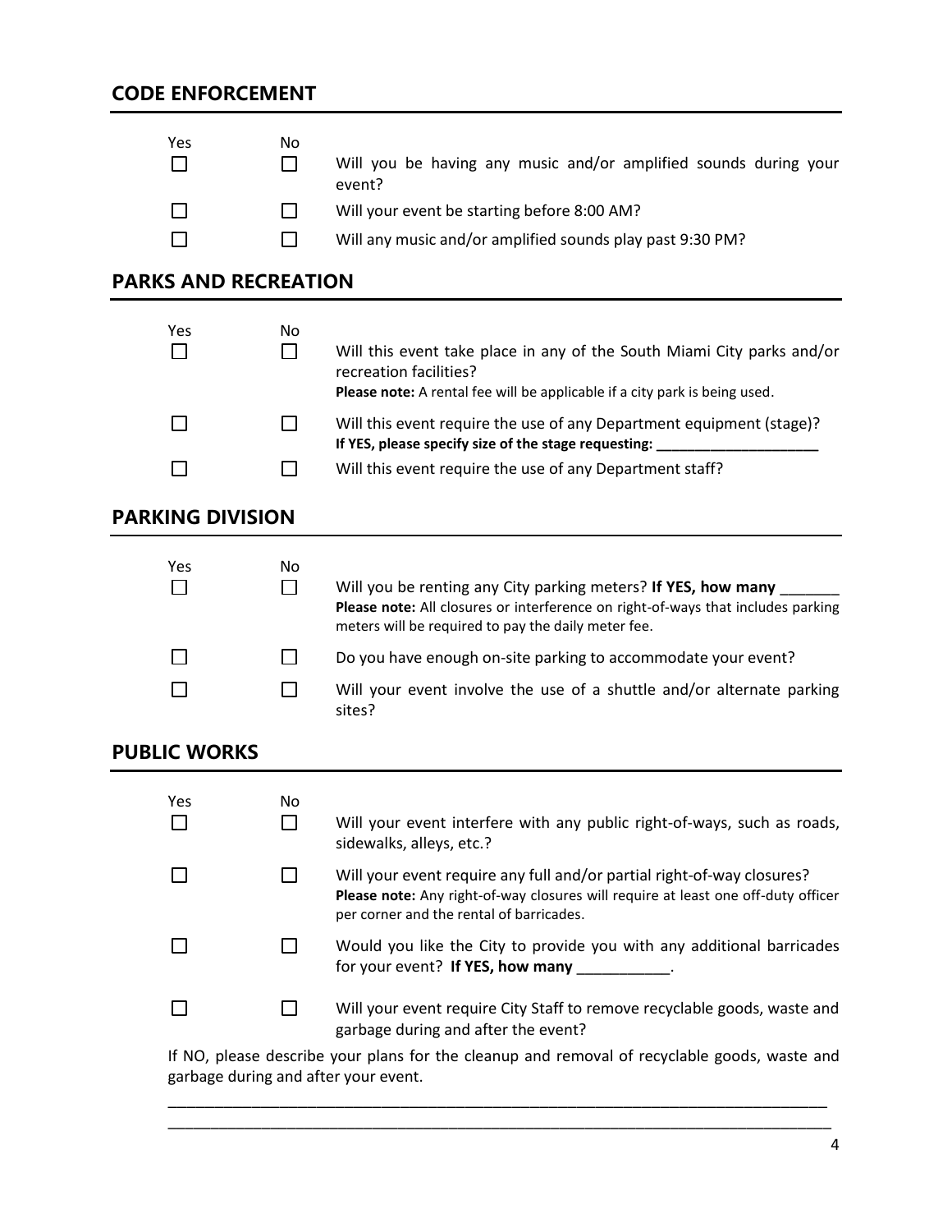## CODE ENFORCEMENT

| Yes | No | |
|---|---|---|
| ☐ | ☐ | Will you be having any music and/or amplified sounds during your event? |
| ☐ | ☐ | Will your event be starting before 8:00 AM? |
| ☐ | ☐ | Will any music and/or amplified sounds play past 9:30 PM? |

## PARKS AND RECREATION

| Yes | No | |
|---|---|---|
| ☐ | ☐ | Will this event take place in any of the South Miami City parks and/or recreation facilities? **Please note:** A rental fee will be applicable if a city park is being used. |
| ☐ | ☐ | Will this event require the use of any Department equipment (stage)? **If YES, please specify size of the stage requesting: ____________________** |
| ☐ | ☐ | Will this event require the use of any Department staff? |

## PARKING DIVISION

| Yes | No | |
|---|---|---|
| ☐ | ☐ | Will you be renting any City parking meters? **If YES, how many** _______ **Please note:** All closures or interference on right-of-ways that includes parking meters will be required to pay the daily meter fee. |
| ☐ | ☐ | Do you have enough on-site parking to accommodate your event? |
| ☐ | ☐ | Will your event involve the use of a shuttle and/or alternate parking sites? |

## PUBLIC WORKS

| Yes | No | |
|---|---|---|
| ☐ | ☐ | Will your event interfere with any public right-of-ways, such as roads, sidewalks, alleys, etc.? |
| ☐ | ☐ | Will your event require any full and/or partial right-of-way closures? **Please note:** Any right-of-way closures will require at least one off-duty officer per corner and the rental of barricades. |
| ☐ | ☐ | Would you like the City to provide you with any additional barricades for your event? **If YES, how many** ___________. |
| ☐ | ☐ | Will your event require City Staff to remove recyclable goods, waste and garbage during and after the event? |

If NO, please describe your plans for the cleanup and removal of recyclable goods, waste and garbage during and after your event.

_____________________________________________________________________________

_____________________________________________________________________________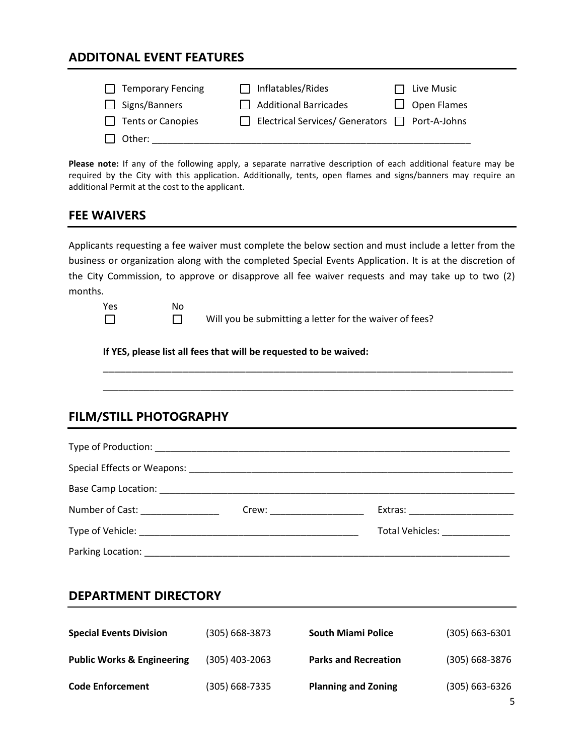## ADDITONAL EVENT FEATURES

| | | |
|---|---|---|
| ☐ Temporary Fencing | ☐ Inflatables/Rides | ☐ Live Music |
| ☐ Signs/Banners | ☐ Additional Barricades | ☐ Open Flames |
| ☐ Tents or Canopies | ☐ Electrical Services/ Generators | ☐ Port-A-Johns |

☐ Other: ___________________________________________________________

**Please note:** If any of the following apply, a separate narrative description of each additional feature may be required by the City with this application. Additionally, tents, open flames and signs/banners may require an additional Permit at the cost to the applicant.

## FEE WAIVERS

Applicants requesting a fee waiver must complete the below section and must include a letter from the business or organization along with the completed Special Events Application. It is at the discretion of the City Commission, to approve or disapprove all fee waiver requests and may take up to two (2) months.

| Yes | No | |
|---|---|---|
| ☐ | ☐ | Will you be submitting a letter for the waiver of fees? |

**If YES, please list all fees that will be requested to be waived:**

______________________________________________________________________________

______________________________________________________________________________

## FILM/STILL PHOTOGRAPHY

Type of Production: ______________________________________________________________________

Special Effects or Weapons: _______________________________________________________________

Base Camp Location: _____________________________________________________________________

Number of Cast: _______________ Crew: __________________ Extras: ____________________

Type of Vehicle: ___________________________________________ Total Vehicles: _____________

Parking Location: _______________________________________________________________________

## DEPARTMENT DIRECTORY

| | | | |
|---|---|---|---|
| **Special Events Division** | (305) 668-3873 | **South Miami Police** | (305) 663-6301 |
| **Public Works & Engineering** | (305) 403-2063 | **Parks and Recreation** | (305) 668-3876 |
| **Code Enforcement** | (305) 668-7335 | **Planning and Zoning** | (305) 663-6326 |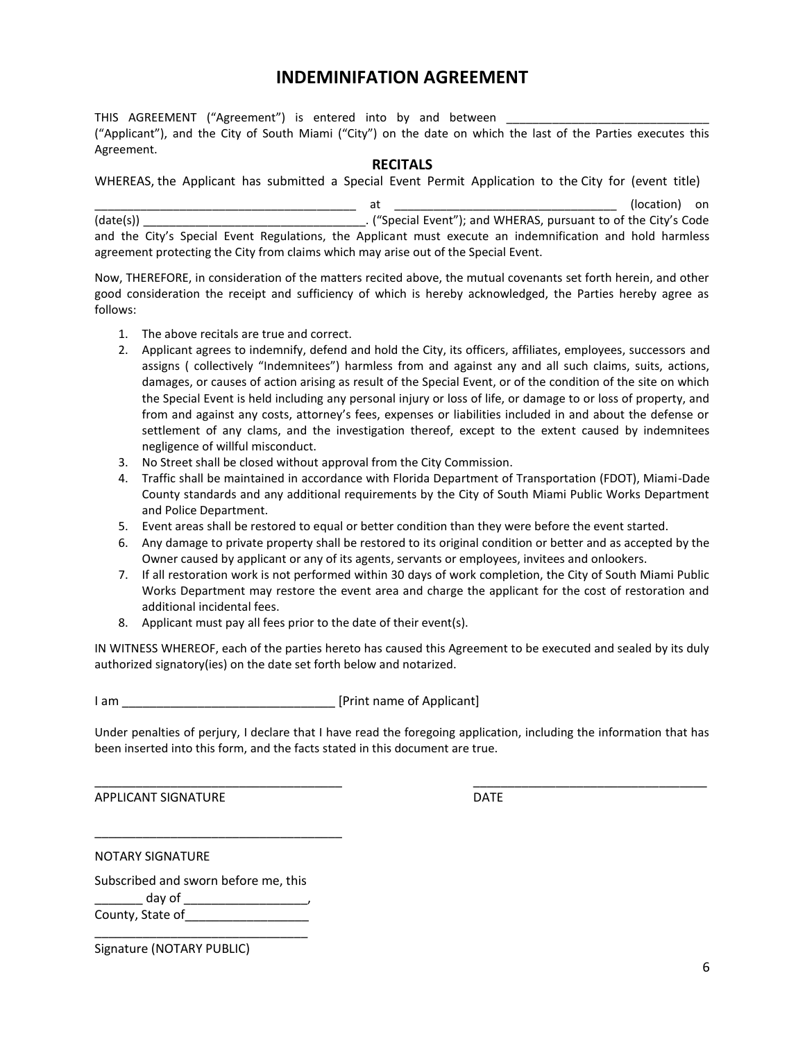# INDEMINIFATION AGREEMENT

THIS AGREEMENT ("Agreement") is entered into by and between ______________________________ ("Applicant"), and the City of South Miami ("City") on the date on which the last of the Parties executes this Agreement.

## RECITALS

WHEREAS, the Applicant has submitted a Special Event Permit Application to the City for (event title) ________________________________________ at __________________________________ (location) on (date(s)) __________________________________. ("Special Event"); and WHERAS, pursuant to of the City's Code and the City's Special Event Regulations, the Applicant must execute an indemnification and hold harmless agreement protecting the City from claims which may arise out of the Special Event.

Now, THEREFORE, in consideration of the matters recited above, the mutual covenants set forth herein, and other good consideration the receipt and sufficiency of which is hereby acknowledged, the Parties hereby agree as follows:

1. The above recitals are true and correct.
2. Applicant agrees to indemnify, defend and hold the City, its officers, affiliates, employees, successors and assigns ( collectively "Indemnitees") harmless from and against any and all such claims, suits, actions, damages, or causes of action arising as result of the Special Event, or of the condition of the site on which the Special Event is held including any personal injury or loss of life, or damage to or loss of property, and from and against any costs, attorney's fees, expenses or liabilities included in and about the defense or settlement of any clams, and the investigation thereof, except to the extent caused by indemnitees negligence of willful misconduct.
3. No Street shall be closed without approval from the City Commission.
4. Traffic shall be maintained in accordance with Florida Department of Transportation (FDOT), Miami-Dade County standards and any additional requirements by the City of South Miami Public Works Department and Police Department.
5. Event areas shall be restored to equal or better condition than they were before the event started.
6. Any damage to private property shall be restored to its original condition or better and as accepted by the Owner caused by applicant or any of its agents, servants or employees, invitees and onlookers.
7. If all restoration work is not performed within 30 days of work completion, the City of South Miami Public Works Department may restore the event area and charge the applicant for the cost of restoration and additional incidental fees.
8. Applicant must pay all fees prior to the date of their event(s).

IN WITNESS WHEREOF, each of the parties hereto has caused this Agreement to be executed and sealed by its duly authorized signatory(ies) on the date set forth below and notarized.

I am ______________________________ [Print name of Applicant]

Under penalties of perjury, I declare that I have read the foregoing application, including the information that has been inserted into this form, and the facts stated in this document are true.

____________________________________ ____________________________________

APPLICANT SIGNATURE DATE

____________________________________

NOTARY SIGNATURE

Subscribed and sworn before me, this _______ day of __________________,
County, State of__________________

________________________________

Signature (NOTARY PUBLIC)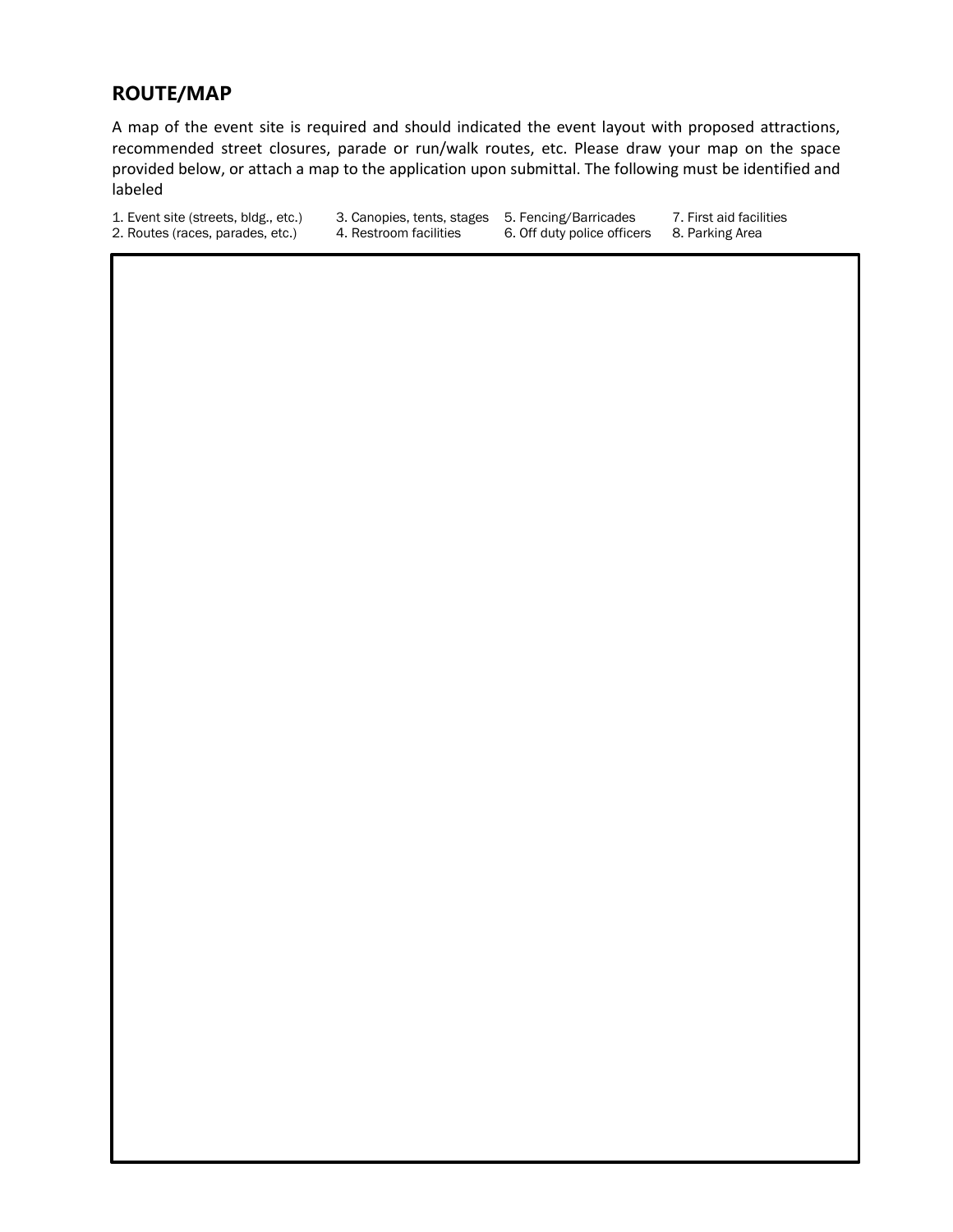## ROUTE/MAP

A map of the event site is required and should indicated the event layout with proposed attractions, recommended street closures, parade or run/walk routes, etc. Please draw your map on the space provided below, or attach a map to the application upon submittal. The following must be identified and labeled

1. Event site (streets, bldg., etc.)
2. Routes (races, parades, etc.)
3. Canopies, tents, stages
4. Restroom facilities
5. Fencing/Barricades
6. Off duty police officers
7. First aid facilities
8. Parking Area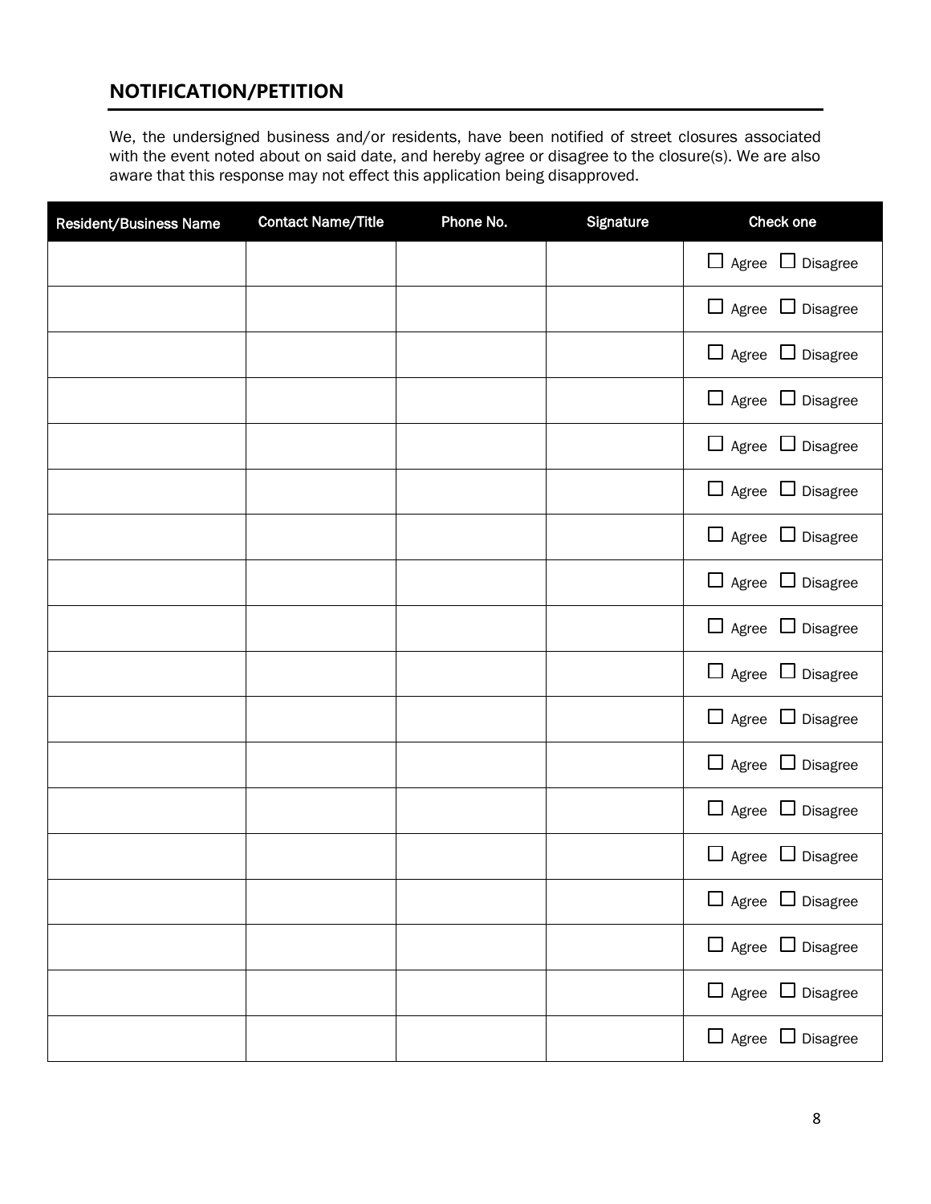## NOTIFICATION/PETITION

We, the undersigned business and/or residents, have been notified of street closures associated with the event noted about on said date, and hereby agree or disagree to the closure(s). We are also aware that this response may not effect this application being disapproved.

| Resident/Business Name | Contact Name/Title | Phone No. | Signature | Check one |
|---|---|---|---|---|
| | | | | ☐ Agree ☐ Disagree |
| | | | | ☐ Agree ☐ Disagree |
| | | | | ☐ Agree ☐ Disagree |
| | | | | ☐ Agree ☐ Disagree |
| | | | | ☐ Agree ☐ Disagree |
| | | | | ☐ Agree ☐ Disagree |
| | | | | ☐ Agree ☐ Disagree |
| | | | | ☐ Agree ☐ Disagree |
| | | | | ☐ Agree ☐ Disagree |
| | | | | ☐ Agree ☐ Disagree |
| | | | | ☐ Agree ☐ Disagree |
| | | | | ☐ Agree ☐ Disagree |
| | | | | ☐ Agree ☐ Disagree |
| | | | | ☐ Agree ☐ Disagree |
| | | | | ☐ Agree ☐ Disagree |
| | | | | ☐ Agree ☐ Disagree |
| | | | | ☐ Agree ☐ Disagree |
| | | | | ☐ Agree ☐ Disagree |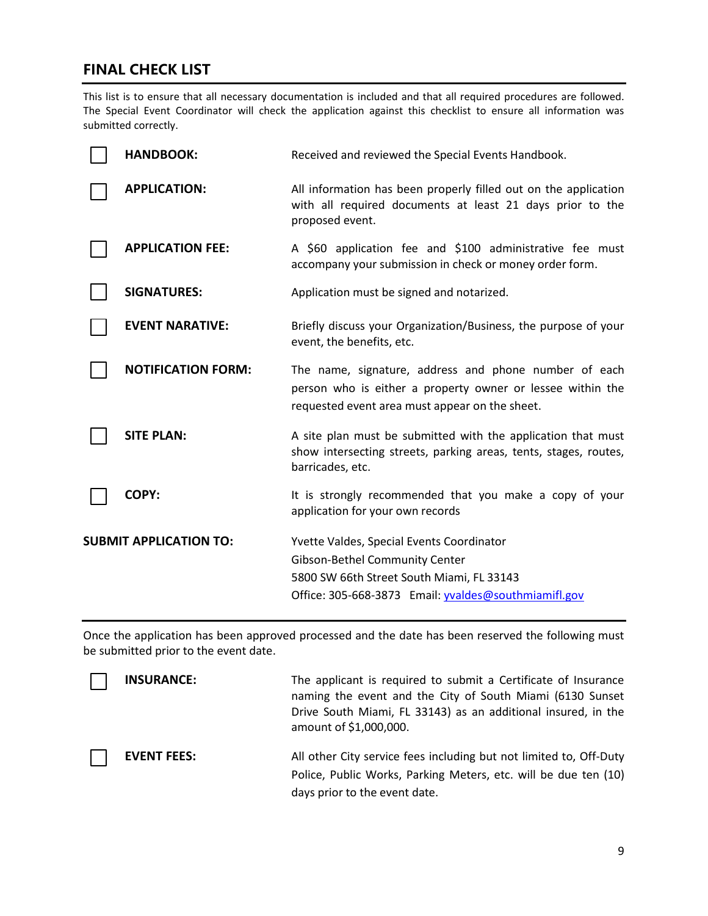## FINAL CHECK LIST

This list is to ensure that all necessary documentation is included and that all required procedures are followed. The Special Event Coordinator will check the application against this checklist to ensure all information was submitted correctly.

| | | |
|---|---|---|
| ☐ | **HANDBOOK:** | Received and reviewed the Special Events Handbook. |
| ☐ | **APPLICATION:** | All information has been properly filled out on the application with all required documents at least 21 days prior to the proposed event. |
| ☐ | **APPLICATION FEE:** | A $60 application fee and $100 administrative fee must accompany your submission in check or money order form. |
| ☐ | **SIGNATURES:** | Application must be signed and notarized. |
| ☐ | **EVENT NARATIVE:** | Briefly discuss your Organization/Business, the purpose of your event, the benefits, etc. |
| ☐ | **NOTIFICATION FORM:** | The name, signature, address and phone number of each person who is either a property owner or lessee within the requested event area must appear on the sheet. |
| ☐ | **SITE PLAN:** | A site plan must be submitted with the application that must show intersecting streets, parking areas, tents, stages, routes, barricades, etc. |
| ☐ | **COPY:** | It is strongly recommended that you make a copy of your application for your own records |

**SUBMIT APPLICATION TO:**

Yvette Valdes, Special Events Coordinator
Gibson-Bethel Community Center
5800 SW 66th Street South Miami, FL 33143
Office: 305-668-3873 Email: yvaldes@southmiamifl.gov

---

Once the application has been approved processed and the date has been reserved the following must be submitted prior to the event date.

| | | |
|---|---|---|
| ☐ | **INSURANCE:** | The applicant is required to submit a Certificate of Insurance naming the event and the City of South Miami (6130 Sunset Drive South Miami, FL 33143) as an additional insured, in the amount of $1,000,000. |
| ☐ | **EVENT FEES:** | All other City service fees including but not limited to, Off-Duty Police, Public Works, Parking Meters, etc. will be due ten (10) days prior to the event date. |